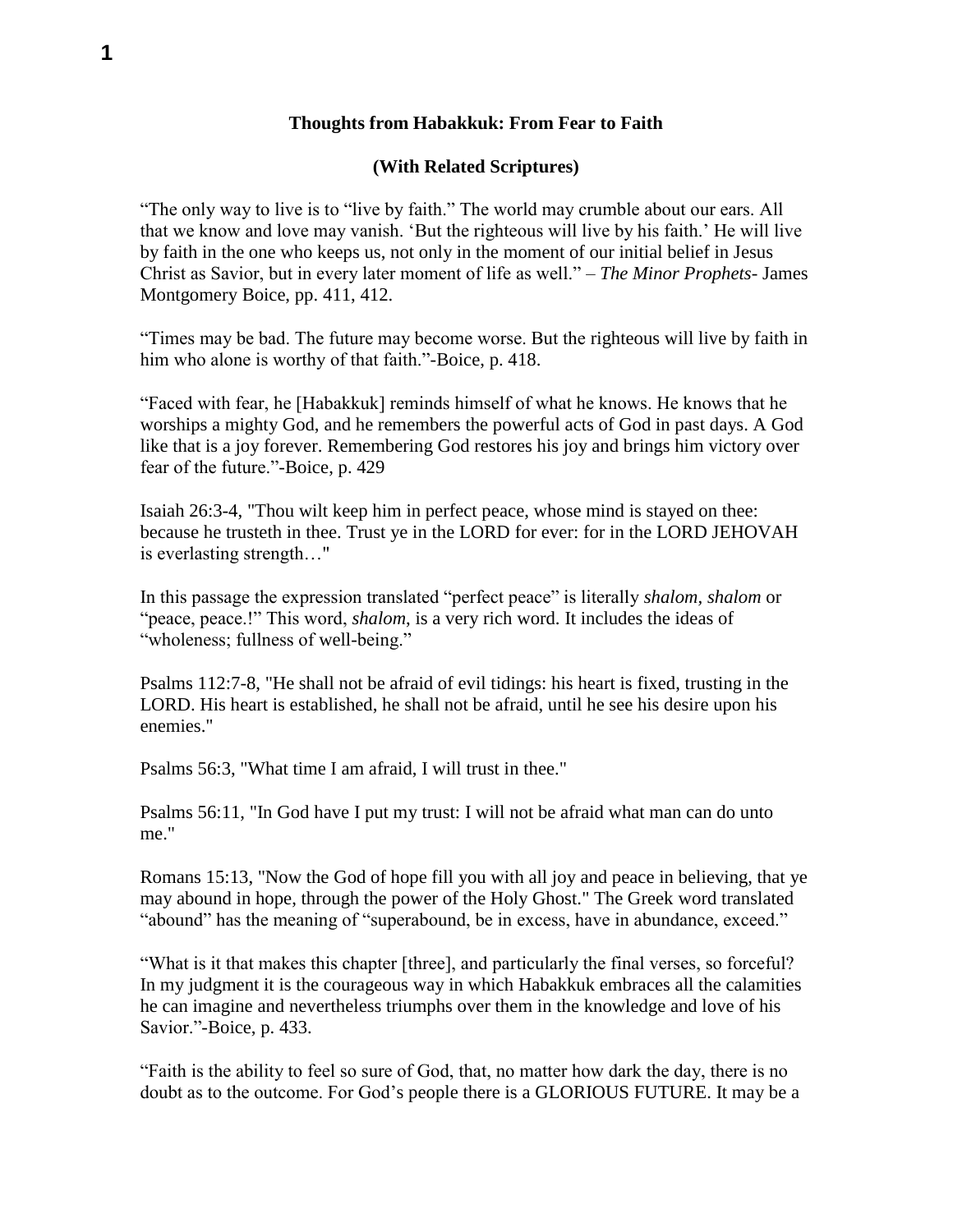**Thoughts from Habakkuk: From Fear to Faith**

**(With Related Scriptures)**

“The only way to live is to “live by faith.” The world may crumble about our ears. All that we know and love may vanish. ‘But the righteous will live by his faith.’ He will live by faith in the one who keeps us, not only in the moment of our initial belief in Jesus Christ as Savior, but in every later moment of life as well.” – *The Minor Prophets*- James Montgomery Boice, pp. 411, 412.

“Times may be bad. The future may become worse. But the righteous will live by faith in him who alone is worthy of that faith.”-Boice, p. 418.

“Faced with fear, he [Habakkuk] reminds himself of what he knows. He knows that he worships a mighty God, and he remembers the powerful acts of God in past days. A God like that is a joy forever. Remembering God restores his joy and brings him victory over fear of the future.”-Boice, p. 429

Isaiah 26:3-4, "Thou wilt keep him in perfect peace, whose mind is stayed on thee: because he trusteth in thee. Trust ye in the LORD for ever: for in the LORD JEHOVAH is everlasting strength…"

In this passage the expression translated “perfect peace” is literally *shalom, shalom* or “peace, peace.!” This word, *shalom*, is a very rich word. It includes the ideas of “wholeness; fullness of well-being.”

Psalms 112:7-8, "He shall not be afraid of evil tidings: his heart is fixed, trusting in the LORD. His heart is established, he shall not be afraid, until he see his desire upon his enemies."

Psalms 56:3, "What time I am afraid, I will trust in thee."

Psalms 56:11, "In God have I put my trust: I will not be afraid what man can do unto me."

Romans 15:13, "Now the God of hope fill you with all joy and peace in believing, that ye may abound in hope, through the power of the Holy Ghost." The Greek word translated “abound” has the meaning of “superabound, be in excess, have in abundance, exceed.”

“What is it that makes this chapter [three], and particularly the final verses, so forceful? In my judgment it is the courageous way in which Habakkuk embraces all the calamities he can imagine and nevertheless triumphs over them in the knowledge and love of his Savior.”-Boice, p. 433.

“Faith is the ability to feel so sure of God, that, no matter how dark the day, there is no doubt as to the outcome. For God’s people there is a GLORIOUS FUTURE. It may be a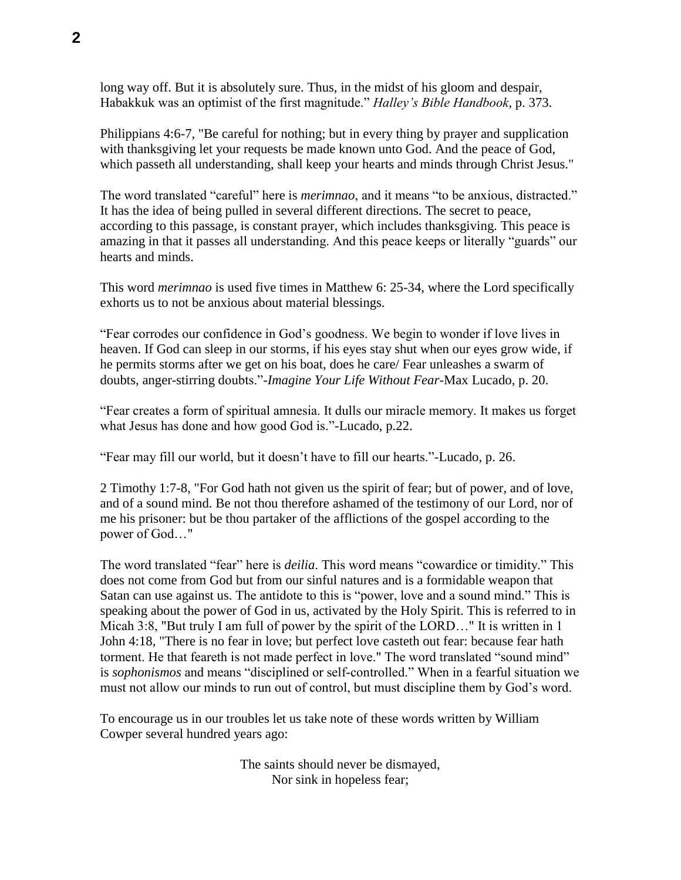long way off. But it is absolutely sure. Thus, in the midst of his gloom and despair, Habakkuk was an optimist of the first magnitude." *Halley's Bible Handbook*, p. 373.

Philippians 4:6-7, "Be careful for nothing; but in every thing by prayer and supplication with thanksgiving let your requests be made known unto God. And the peace of God, which passeth all understanding, shall keep your hearts and minds through Christ Jesus."

The word translated "careful" here is *merimnao*, and it means "to be anxious, distracted." It has the idea of being pulled in several different directions. The secret to peace, according to this passage, is constant prayer, which includes thanksgiving. This peace is amazing in that it passes all understanding. And this peace keeps or literally "guards" our hearts and minds.

This word *merimnao* is used five times in Matthew 6: 25-34, where the Lord specifically exhorts us to not be anxious about material blessings.

"Fear corrodes our confidence in God's goodness. We begin to wonder if love lives in heaven. If God can sleep in our storms, if his eyes stay shut when our eyes grow wide, if he permits storms after we get on his boat, does he care/ Fear unleashes a swarm of doubts, anger-stirring doubts."-*Imagine Your Life Without Fear*-Max Lucado, p. 20.

"Fear creates a form of spiritual amnesia. It dulls our miracle memory. It makes us forget what Jesus has done and how good God is."-Lucado, p.22.

"Fear may fill our world, but it doesn't have to fill our hearts."-Lucado, p. 26.

2 Timothy 1:7-8, "For God hath not given us the spirit of fear; but of power, and of love, and of a sound mind. Be not thou therefore ashamed of the testimony of our Lord, nor of me his prisoner: but be thou partaker of the afflictions of the gospel according to the power of God…"

The word translated "fear" here is *deilia*. This word means "cowardice or timidity." This does not come from God but from our sinful natures and is a formidable weapon that Satan can use against us. The antidote to this is "power, love and a sound mind." This is speaking about the power of God in us, activated by the Holy Spirit. This is referred to in Micah 3:8, "But truly I am full of power by the spirit of the LORD…" It is written in 1 John 4:18, "There is no fear in love; but perfect love casteth out fear: because fear hath torment. He that feareth is not made perfect in love." The word translated "sound mind" is *sophonismos* and means "disciplined or self-controlled." When in a fearful situation we must not allow our minds to run out of control, but must discipline them by God's word.

To encourage us in our troubles let us take note of these words written by William Cowper several hundred years ago:

> The saints should never be dismayed,
> Nor sink in hopeless fear;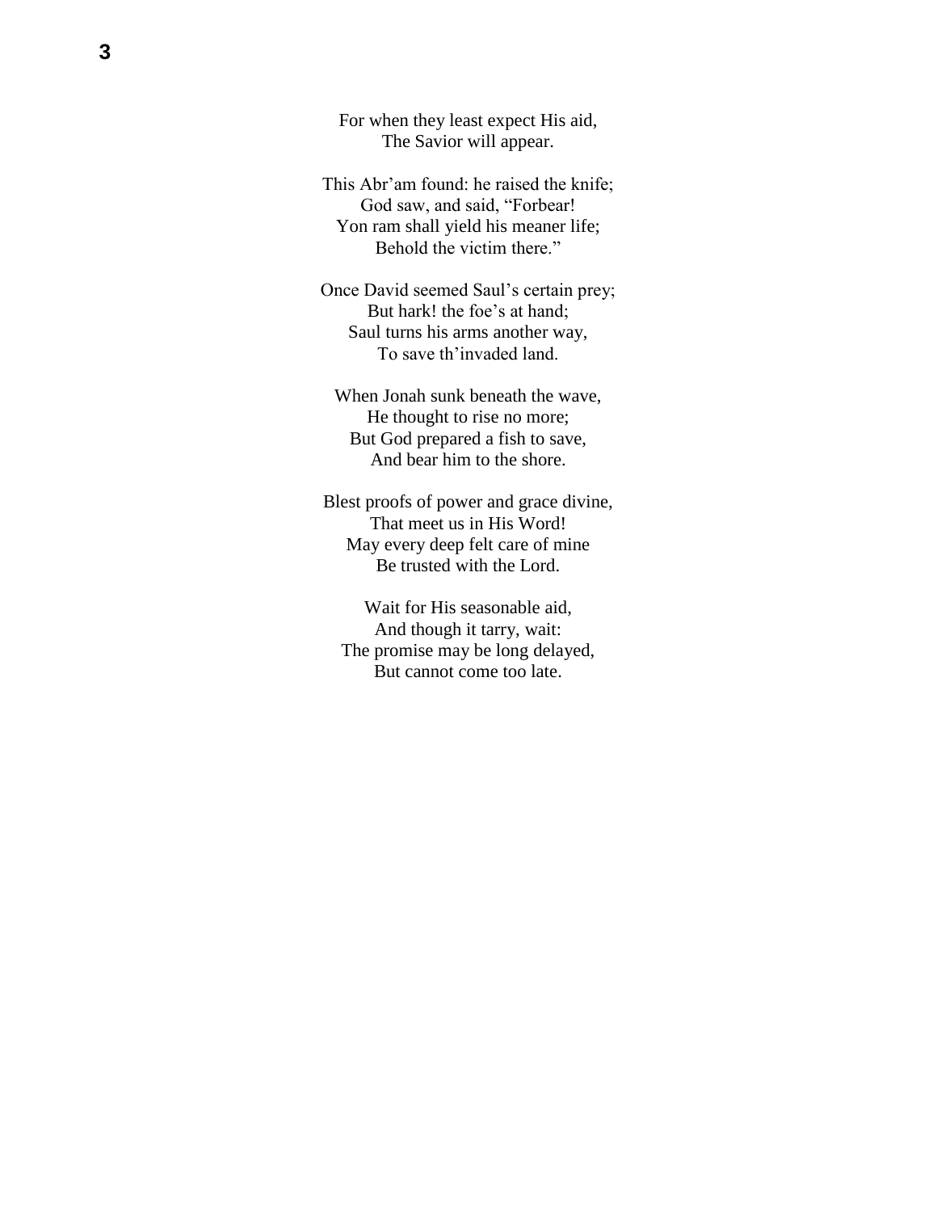For when they least expect His aid,  
The Savior will appear.

This Abr'am found: he raised the knife;  
God saw, and said, "Forbear!  
Yon ram shall yield his meaner life;  
Behold the victim there."

Once David seemed Saul's certain prey;  
But hark! the foe's at hand;  
Saul turns his arms another way,  
To save th'invaded land.

When Jonah sunk beneath the wave,  
He thought to rise no more;  
But God prepared a fish to save,  
And bear him to the shore.

Blest proofs of power and grace divine,  
That meet us in His Word!  
May every deep felt care of mine  
Be trusted with the Lord.

Wait for His seasonable aid,  
And though it tarry, wait:  
The promise may be long delayed,  
But cannot come too late.